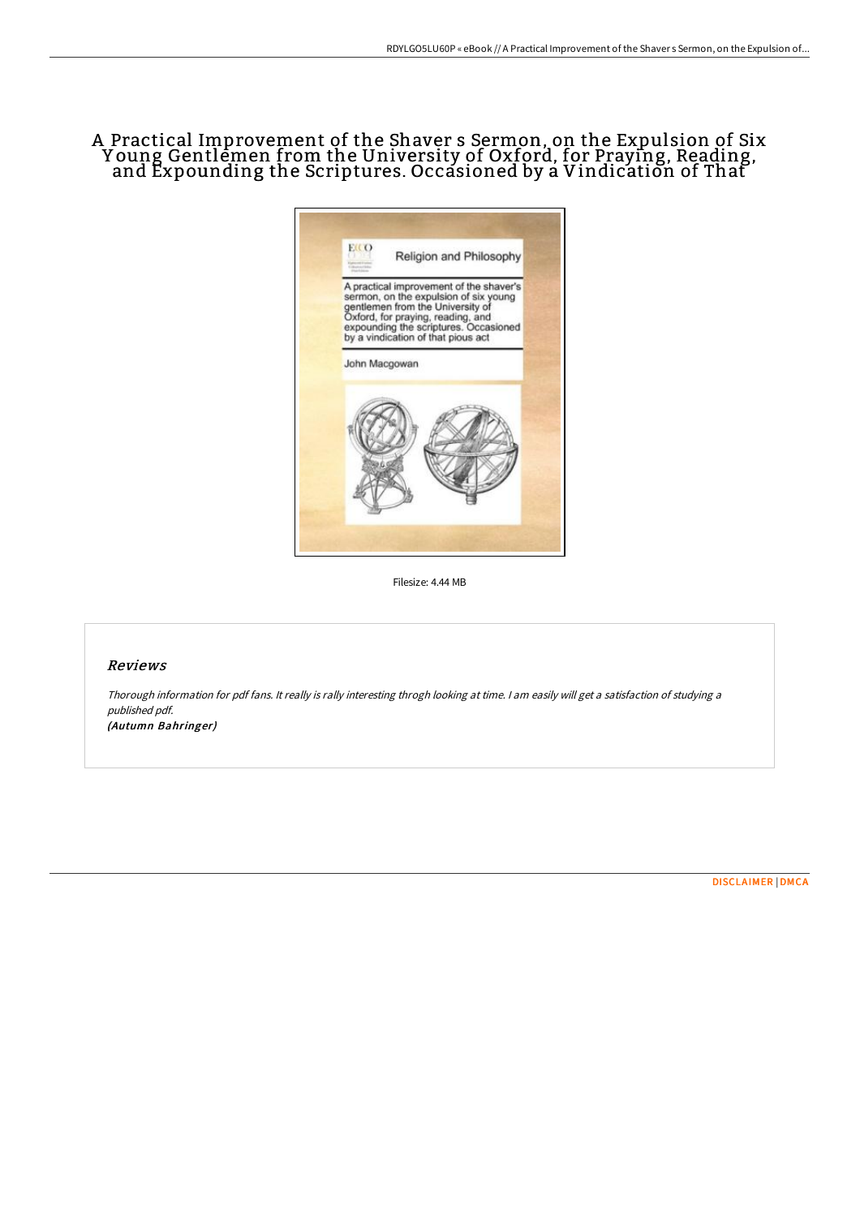# A Practical Improvement of the Shaver s Sermon, on the Expulsion of Six Young Gentlemen from the University of Oxford, for Praying, Reading, and Expounding the Scriptures. Occasioned by a Vindication of That

Filesize: 4.44 MB

## Reviews

*Thorough information for pdf fans. It really is rally interesting throgh looking at time. I am easily will get a satisfaction of studying a published pdf.*
***(Autumn Bahringer)***

DISCLAIMER | DMCA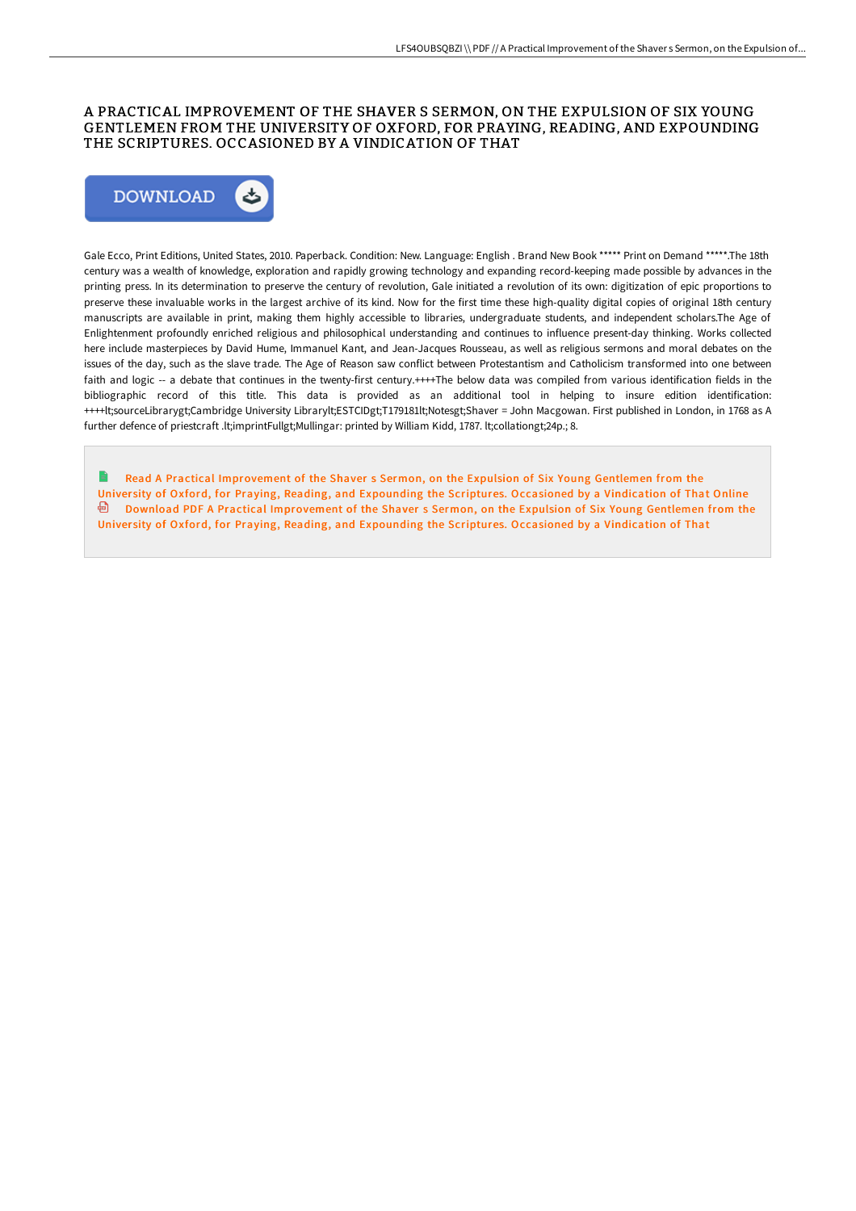# A PRACTICAL IMPROVEMENT OF THE SHAVER S SERMON, ON THE EXPULSION OF SIX YOUNG GENTLEMEN FROM THE UNIVERSITY OF OXFORD, FOR PRAYING, READING, AND EXPOUNDING THE SCRIPTURES. OCCASIONED BY A VINDICATION OF THAT

DOWNLOAD

Gale Ecco, Print Editions, United States, 2010. Paperback. Condition: New. Language: English . Brand New Book ***** Print on Demand *****.The 18th century was a wealth of knowledge, exploration and rapidly growing technology and expanding record-keeping made possible by advances in the printing press. In its determination to preserve the century of revolution, Gale initiated a revolution of its own: digitization of epic proportions to preserve these invaluable works in the largest archive of its kind. Now for the first time these high-quality digital copies of original 18th century manuscripts are available in print, making them highly accessible to libraries, undergraduate students, and independent scholars.The Age of Enlightenment profoundly enriched religious and philosophical understanding and continues to influence present-day thinking. Works collected here include masterpieces by David Hume, Immanuel Kant, and Jean-Jacques Rousseau, as well as religious sermons and moral debates on the issues of the day, such as the slave trade. The Age of Reason saw conflict between Protestantism and Catholicism transformed into one between faith and logic -- a debate that continues in the twenty-first century.++++The below data was compiled from various identification fields in the bibliographic record of this title. This data is provided as an additional tool in helping to insure edition identification: ++++lt;sourceLibrarygt;Cambridge University Librarylt;ESTCIDgt;T179181lt;Notesgt;Shaver = John Macgowan. First published in London, in 1768 as A further defence of priestcraft .lt;imprintFullgt;Mullingar: printed by William Kidd, 1787. lt;collationgt;24p.; 8.

Read A Practical Improvement of the Shaver s Sermon, on the Expulsion of Six Young Gentlemen from the University of Oxford, for Praying, Reading, and Expounding the Scriptures. Occasioned by a Vindication of That Online

Download PDF A Practical Improvement of the Shaver s Sermon, on the Expulsion of Six Young Gentlemen from the University of Oxford, for Praying, Reading, and Expounding the Scriptures. Occasioned by a Vindication of That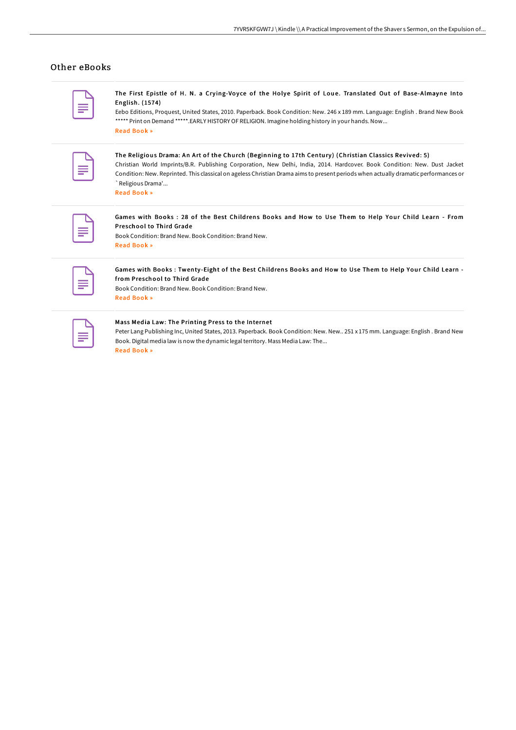## Other eBooks

**The First Epistle of H. N. a Crying-Voyce of the Holye Spirit of Loue. Translated Out of Base-Almayne Into English. (1574)**

Eebo Editions, Proquest, United States, 2010. Paperback. Book Condition: New. 246 x 189 mm. Language: English . Brand New Book ***** Print on Demand *****.EARLY HISTORY OF RELIGION. Imagine holding history in your hands. Now...

Read Book »

**The Religious Drama: An Art of the Church (Beginning to 17th Century) (Christian Classics Revived: 5)**

Christian World Imprints/B.R. Publishing Corporation, New Delhi, India, 2014. Hardcover. Book Condition: New. Dust Jacket Condition: New. Reprinted. This classical on ageless Christian Drama aims to present periods when actually dramatic performances or `Religious Drama'...

Read Book »

**Games with Books : 28 of the Best Childrens Books and How to Use Them to Help Your Child Learn - From Preschool to Third Grade**

Book Condition: Brand New. Book Condition: Brand New.

Read Book »

**Games with Books : Twenty-Eight of the Best Childrens Books and How to Use Them to Help Your Child Learn - from Preschool to Third Grade**

Book Condition: Brand New. Book Condition: Brand New.

Read Book »

**Mass Media Law: The Printing Press to the Internet**

Peter Lang Publishing Inc, United States, 2013. Paperback. Book Condition: New. New.. 251 x 175 mm. Language: English . Brand New Book. Digital media law is now the dynamic legal territory. Mass Media Law: The...

Read Book »